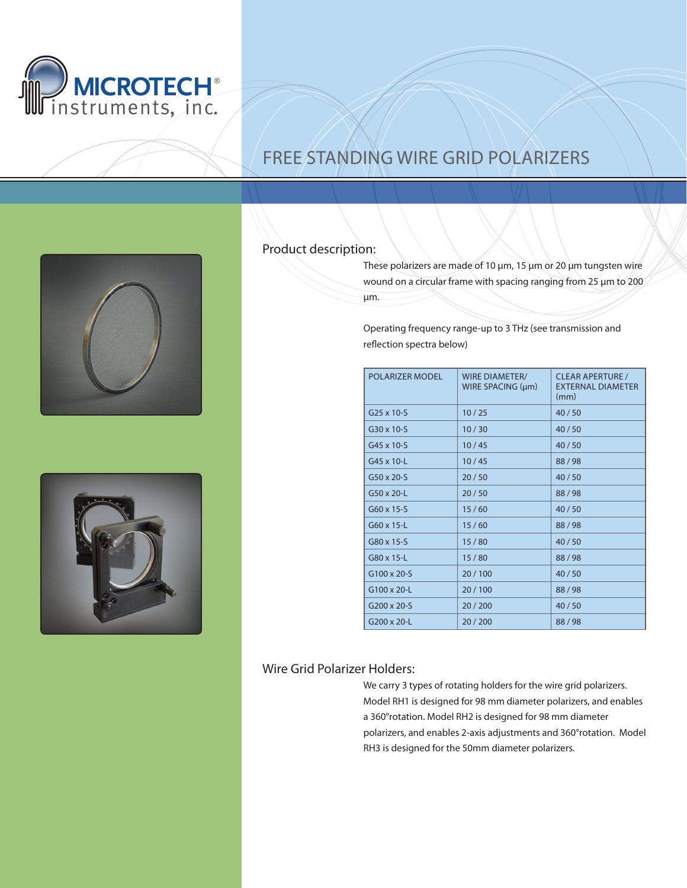MICROTECH®
instruments, inc.

# FREE STANDING WIRE GRID POLARIZERS

## Product description:

These polarizers are made of 10 µm, 15 µm or 20 µm tungsten wire wound on a circular frame with spacing ranging from 25 µm to 200 µm.

Operating frequency range-up to 3 THz (see transmission and reflection spectra below)

| POLARIZER MODEL | WIRE DIAMETER/ WIRE SPACING (µm) | CLEAR APERTURE / EXTERNAL DIAMETER (mm) |
|---|---|---|
| G25 x 10-S | 10 / 25 | 40 / 50 |
| G30 x 10-S | 10 / 30 | 40 / 50 |
| G45 x 10-S | 10 / 45 | 40 / 50 |
| G45 x 10-L | 10 / 45 | 88 / 98 |
| G50 x 20-S | 20 / 50 | 40 / 50 |
| G50 x 20-L | 20 / 50 | 88 / 98 |
| G60 x 15-S | 15 / 60 | 40 / 50 |
| G60 x 15-L | 15 / 60 | 88 / 98 |
| G80 x 15-S | 15 / 80 | 40 / 50 |
| G80 x 15-L | 15 / 80 | 88 / 98 |
| G100 x 20-S | 20 / 100 | 40 / 50 |
| G100 x 20-L | 20 / 100 | 88 / 98 |
| G200 x 20-S | 20 / 200 | 40 / 50 |
| G200 x 20-L | 20 / 200 | 88 / 98 |

## Wire Grid Polarizer Holders:

We carry 3 types of rotating holders for the wire grid polarizers. Model RH1 is designed for 98 mm diameter polarizers, and enables a 360°rotation. Model RH2 is designed for 98 mm diameter polarizers, and enables 2-axis adjustments and 360°rotation. Model RH3 is designed for the 50mm diameter polarizers.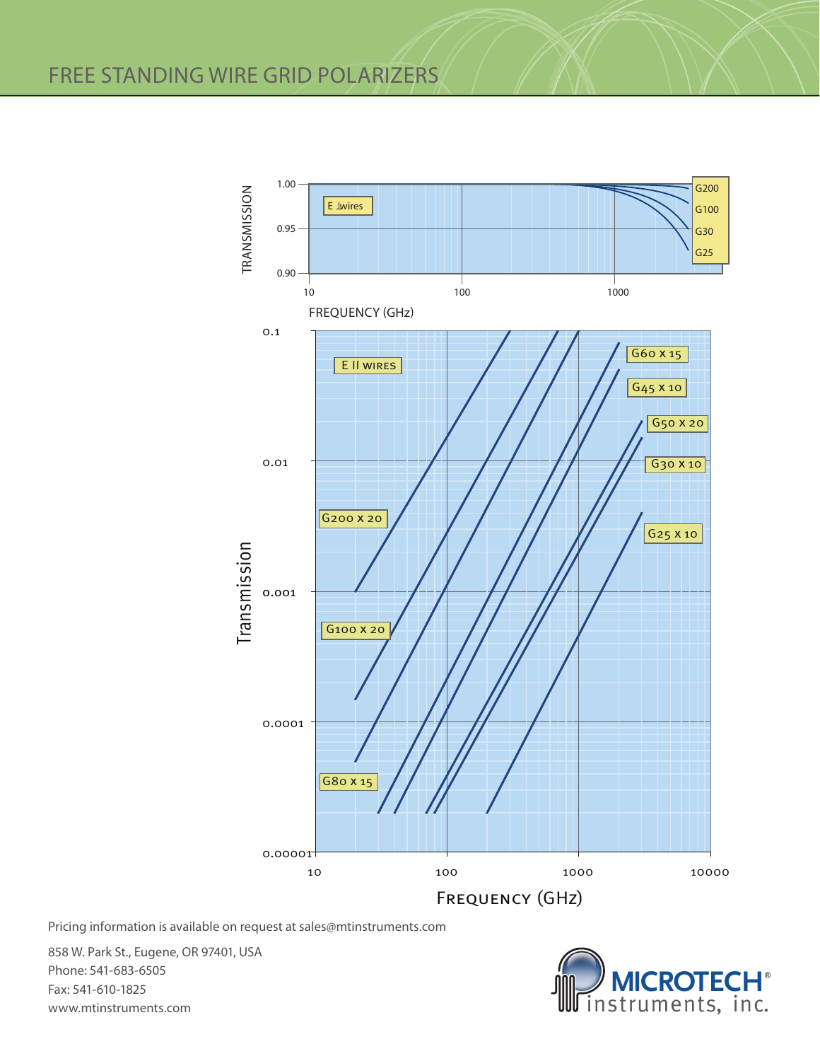# FREE STANDING WIRE GRID POLARIZERS

TRANSMISSION

1.00

0.95

0.90

E ⊥wires

G200

G100

G30

G25

10

100

1000

FREQUENCY (GHz)

Transmission

0.1

0.01

0.001

0.0001

0.00001

E II WIRES

G60 x 15

G45 x 10

G50 x 20

G30 x 10

G200 x 20

G25 x 10

G100 x 20

G80 x 15

10

100

1000

10000

FREQUENCY (GHz)

Pricing information is available on request at sales@mtinstruments.com

858 W. Park St., Eugene, OR 97401, USA
Phone: 541-683-6505
Fax: 541-610-1825
www.mtinstruments.com

MICROTECH® instruments, inc.